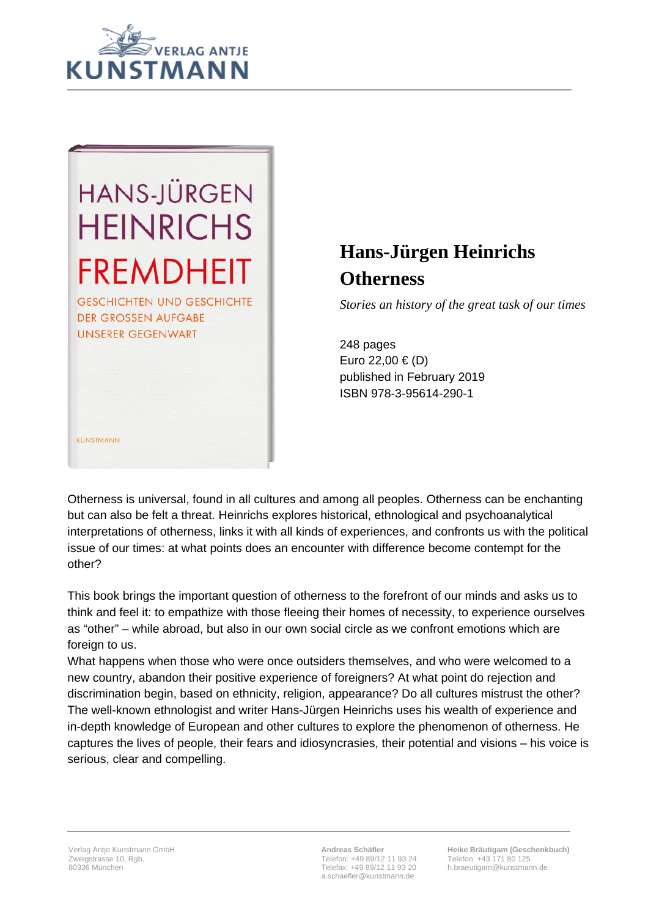VERLAG ANTJE KUNSTMANN

HANS-JÜRGEN HEINRICHS

FREMDHEIT

GESCHICHTEN UND GESCHICHTE DER GROSSEN AUFGABE UNSERER GEGENWART

KUNSTMANN

# Hans-Jürgen Heinrichs
# Otherness

*Stories an history of the great task of our times*

248 pages
Euro 22,00 € (D)
published in February 2019
ISBN 978-3-95614-290-1

Otherness is universal, found in all cultures and among all peoples. Otherness can be enchanting but can also be felt a threat. Heinrichs explores historical, ethnological and psychoanalytical interpretations of otherness, links it with all kinds of experiences, and confronts us with the political issue of our times: at what points does an encounter with difference become contempt for the other?

This book brings the important question of otherness to the forefront of our minds and asks us to think and feel it: to empathize with those fleeing their homes of necessity, to experience ourselves as "other" – while abroad, but also in our own social circle as we confront emotions which are foreign to us.
What happens when those who were once outsiders themselves, and who were welcomed to a new country, abandon their positive experience of foreigners? At what point do rejection and discrimination begin, based on ethnicity, religion, appearance? Do all cultures mistrust the other? The well-known ethnologist and writer Hans-Jürgen Heinrichs uses his wealth of experience and in-depth knowledge of European and other cultures to explore the phenomenon of otherness. He captures the lives of people, their fears and idiosyncrasies, their potential and visions – his voice is serious, clear and compelling.

Verlag Antje Kunstmann GmbH
Zweigstrasse 10, Rgb.
80336 München

**Andreas Schäfler**
Telefon: +49 89/12 11 93 24
Telefax: +49 89/12 11 93 20
a.schaefler@kunstmann.de

**Heike Bräutigam (Geschenkbuch)**
Telefon: +43 171 80 125
h.braeutigam@kunstmann.de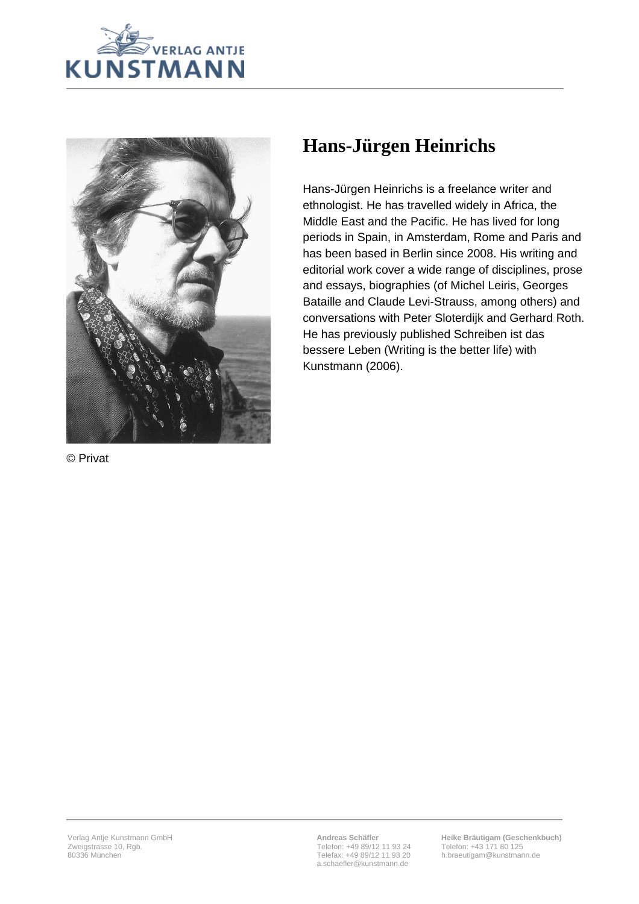# Hans-Jürgen Heinrichs

© Privat

Hans-Jürgen Heinrichs is a freelance writer and ethnologist. He has travelled widely in Africa, the Middle East and the Pacific. He has lived for long periods in Spain, in Amsterdam, Rome and Paris and has been based in Berlin since 2008. His writing and editorial work cover a wide range of disciplines, prose and essays, biographies (of Michel Leiris, Georges Bataille and Claude Levi-Strauss, among others) and conversations with Peter Sloterdijk and Gerhard Roth. He has previously published Schreiben ist das bessere Leben (Writing is the better life) with Kunstmann (2006).

Verlag Antje Kunstmann GmbH
Zweigstrasse 10, Rgb.
80336 München

**Andreas Schäfler**
Telefon: +49 89/12 11 93 24
Telefax: +49 89/12 11 93 20
a.schaefler@kunstmann.de

**Heike Bräutigam (Geschenkbuch)**
Telefon: +43 171 80 125
h.braeutigam@kunstmann.de